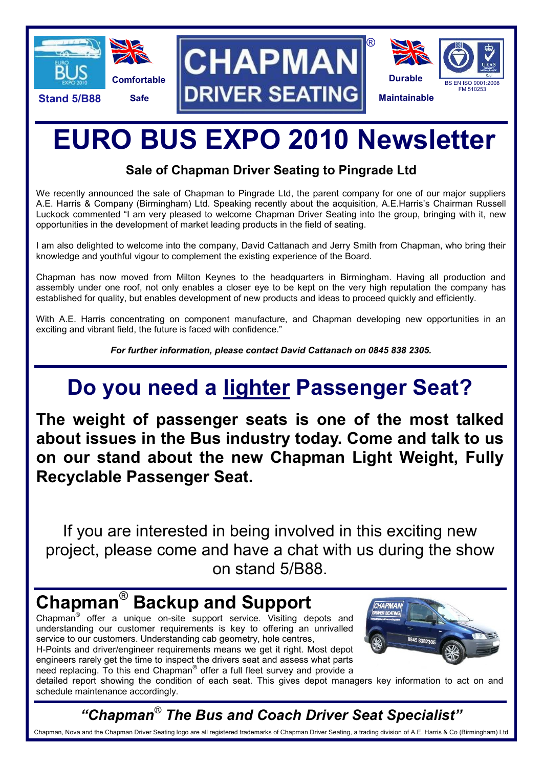Stand 5/B88

Comfortable

Safe

CHAPMAN® DRIVER SEATING

Durable

Maintainable

BS EN ISO 9001:2008 FM 510253

# EURO BUS EXPO 2010 Newsletter

### Sale of Chapman Driver Seating to Pingrade Ltd

We recently announced the sale of Chapman to Pingrade Ltd, the parent company for one of our major suppliers A.E. Harris & Company (Birmingham) Ltd. Speaking recently about the acquisition, A.E.Harris's Chairman Russell Luckock commented "I am very pleased to welcome Chapman Driver Seating into the group, bringing with it, new opportunities in the development of market leading products in the field of seating.

I am also delighted to welcome into the company, David Cattanach and Jerry Smith from Chapman, who bring their knowledge and youthful vigour to complement the existing experience of the Board.

Chapman has now moved from Milton Keynes to the headquarters in Birmingham. Having all production and assembly under one roof, not only enables a closer eye to be kept on the very high reputation the company has established for quality, but enables development of new products and ideas to proceed quickly and efficiently.

With A.E. Harris concentrating on component manufacture, and Chapman developing new opportunities in an exciting and vibrant field, the future is faced with confidence."

***For further information, please contact David Cattanach on 0845 838 2305.***

## Do you need a lighter Passenger Seat?

**The weight of passenger seats is one of the most talked about issues in the Bus industry today. Come and talk to us on our stand about the new Chapman Light Weight, Fully Recyclable Passenger Seat.**

If you are interested in being involved in this exciting new project, please come and have a chat with us during the show on stand 5/B88.

## Chapman® Backup and Support

Chapman® offer a unique on-site support service. Visiting depots and understanding our customer requirements is key to offering an unrivalled service to our customers. Understanding cab geometry, hole centres, H-Points and driver/engineer requirements means we get it right. Most depot engineers rarely get the time to inspect the drivers seat and assess what parts need replacing. To this end Chapman® offer a full fleet survey and provide a detailed report showing the condition of each seat. This gives depot managers key information to act on and schedule maintenance accordingly.

***"Chapman® The Bus and Coach Driver Seat Specialist"***

Chapman, Nova and the Chapman Driver Seating logo are all registered trademarks of Chapman Driver Seating, a trading division of A.E. Harris & Co (Birmingham) Ltd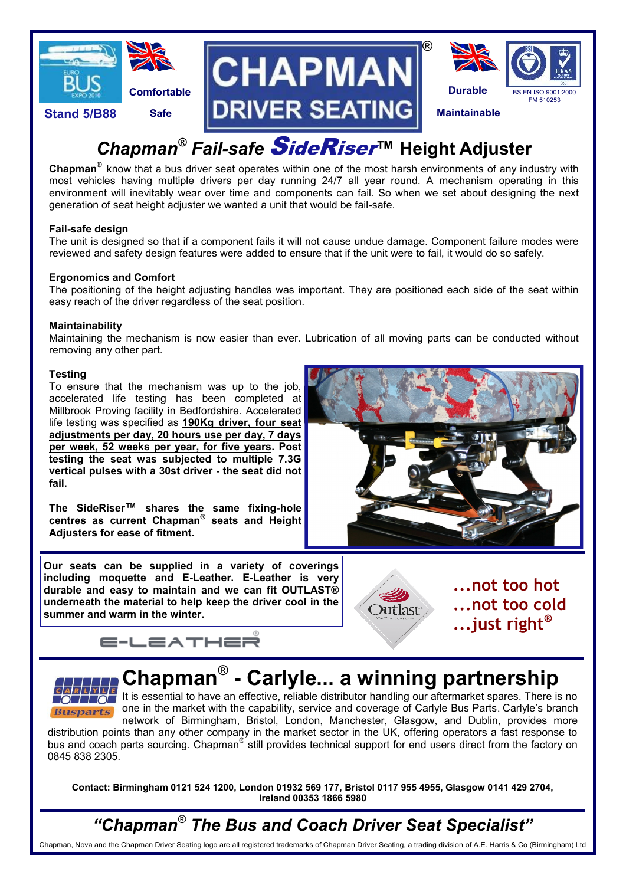Stand 5/B88

Comfortable

Safe

# CHAPMAN® DRIVER SEATING

Durable

Maintainable

BS EN ISO 9001:2000 FM 510253

## *Chapman® Fail-safe SideRiser™* Height Adjuster

**Chapman®** know that a bus driver seat operates within one of the most harsh environments of any industry with most vehicles having multiple drivers per day running 24/7 all year round. A mechanism operating in this environment will inevitably wear over time and components can fail. So when we set about designing the next generation of seat height adjuster we wanted a unit that would be fail-safe.

**Fail-safe design**
The unit is designed so that if a component fails it will not cause undue damage. Component failure modes were reviewed and safety design features were added to ensure that if the unit were to fail, it would do so safely.

**Ergonomics and Comfort**
The positioning of the height adjusting handles was important. They are positioned each side of the seat within easy reach of the driver regardless of the seat position.

**Maintainability**
Maintaining the mechanism is now easier than ever. Lubrication of all moving parts can be conducted without removing any other part.

**Testing**
To ensure that the mechanism was up to the job, accelerated life testing has been completed at Millbrook Proving facility in Bedfordshire. Accelerated life testing was specified as **190Kg driver, four seat adjustments per day, 20 hours use per day, 7 days per week, 52 weeks per year, for five years**. **Post testing the seat was subjected to multiple 7.3G vertical pulses with a 30st driver - the seat did not fail.**

**The SideRiser™ shares the same fixing-hole centres as current Chapman® seats and Height Adjusters for ease of fitment.**

**Our seats can be supplied in a variety of coverings including moquette and E-Leather. E-Leather is very durable and easy to maintain and we can fit OUTLAST® underneath the material to help keep the driver cool in the summer and warm in the winter.**

E-LEATHER®

...not too hot
...not too cold
...just right®

## Chapman® - Carlyle... a winning partnership

It is essential to have an effective, reliable distributor handling our aftermarket spares. There is no one in the market with the capability, service and coverage of Carlyle Bus Parts. Carlyle's branch network of Birmingham, Bristol, London, Manchester, Glasgow, and Dublin, provides more distribution points than any other company in the market sector in the UK, offering operators a fast response to bus and coach parts sourcing. Chapman® still provides technical support for end users direct from the factory on 0845 838 2305.

**Contact: Birmingham 0121 524 1200, London 01932 569 177, Bristol 0117 955 4955, Glasgow 0141 429 2704, Ireland 00353 1866 5980**

## *"Chapman® The Bus and Coach Driver Seat Specialist"*

Chapman, Nova and the Chapman Driver Seating logo are all registered trademarks of Chapman Driver Seating, a trading division of A.E. Harris & Co (Birmingham) Ltd